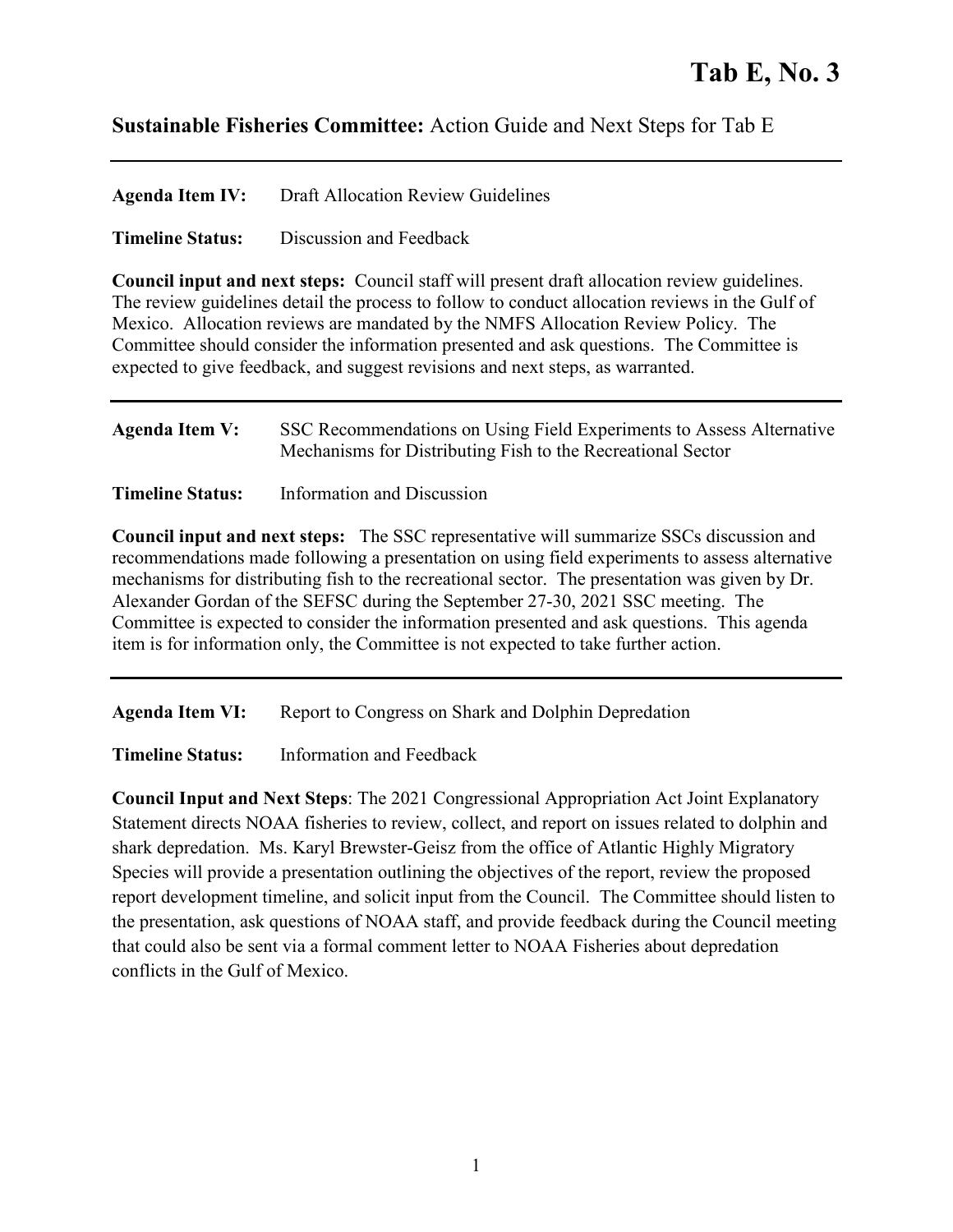# Tab E, No. 3

## **Sustainable Fisheries Committee:** Action Guide and Next Steps for Tab E

---

**Agenda Item IV:** Draft Allocation Review Guidelines

**Timeline Status:** Discussion and Feedback

**Council input and next steps:** Council staff will present draft allocation review guidelines. The review guidelines detail the process to follow to conduct allocation reviews in the Gulf of Mexico. Allocation reviews are mandated by the NMFS Allocation Review Policy. The Committee should consider the information presented and ask questions. The Committee is expected to give feedback, and suggest revisions and next steps, as warranted.

---

**Agenda Item V:** SSC Recommendations on Using Field Experiments to Assess Alternative Mechanisms for Distributing Fish to the Recreational Sector

**Timeline Status:** Information and Discussion

**Council input and next steps:** The SSC representative will summarize SSCs discussion and recommendations made following a presentation on using field experiments to assess alternative mechanisms for distributing fish to the recreational sector. The presentation was given by Dr. Alexander Gordan of the SEFSC during the September 27-30, 2021 SSC meeting. The Committee is expected to consider the information presented and ask questions. This agenda item is for information only, the Committee is not expected to take further action.

---

**Agenda Item VI:** Report to Congress on Shark and Dolphin Depredation

**Timeline Status:** Information and Feedback

**Council Input and Next Steps**: The 2021 Congressional Appropriation Act Joint Explanatory Statement directs NOAA fisheries to review, collect, and report on issues related to dolphin and shark depredation. Ms. Karyl Brewster-Geisz from the office of Atlantic Highly Migratory Species will provide a presentation outlining the objectives of the report, review the proposed report development timeline, and solicit input from the Council. The Committee should listen to the presentation, ask questions of NOAA staff, and provide feedback during the Council meeting that could also be sent via a formal comment letter to NOAA Fisheries about depredation conflicts in the Gulf of Mexico.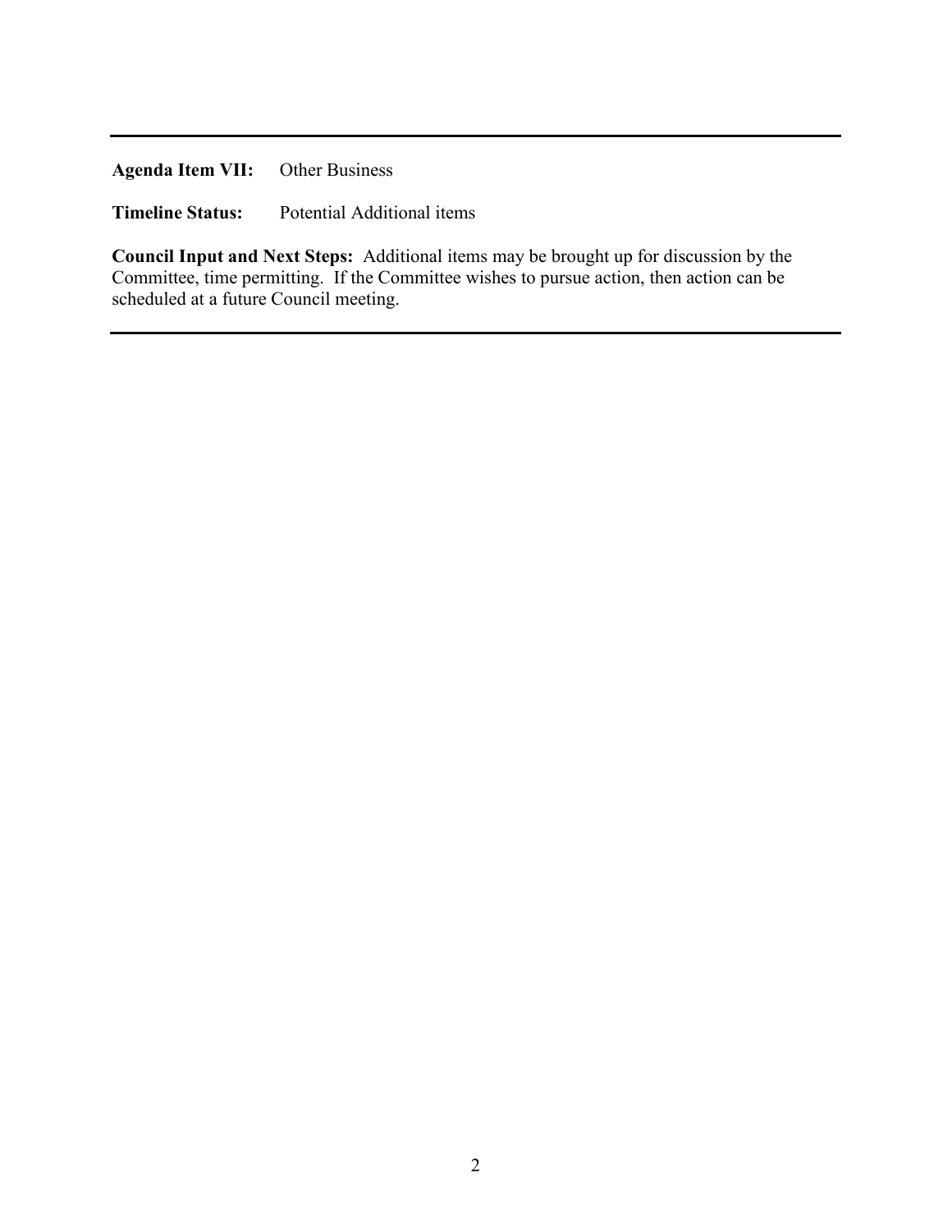---

**Agenda Item VII:** Other Business

**Timeline Status:** Potential Additional items

**Council Input and Next Steps:** Additional items may be brought up for discussion by the Committee, time permitting. If the Committee wishes to pursue action, then action can be scheduled at a future Council meeting.

---